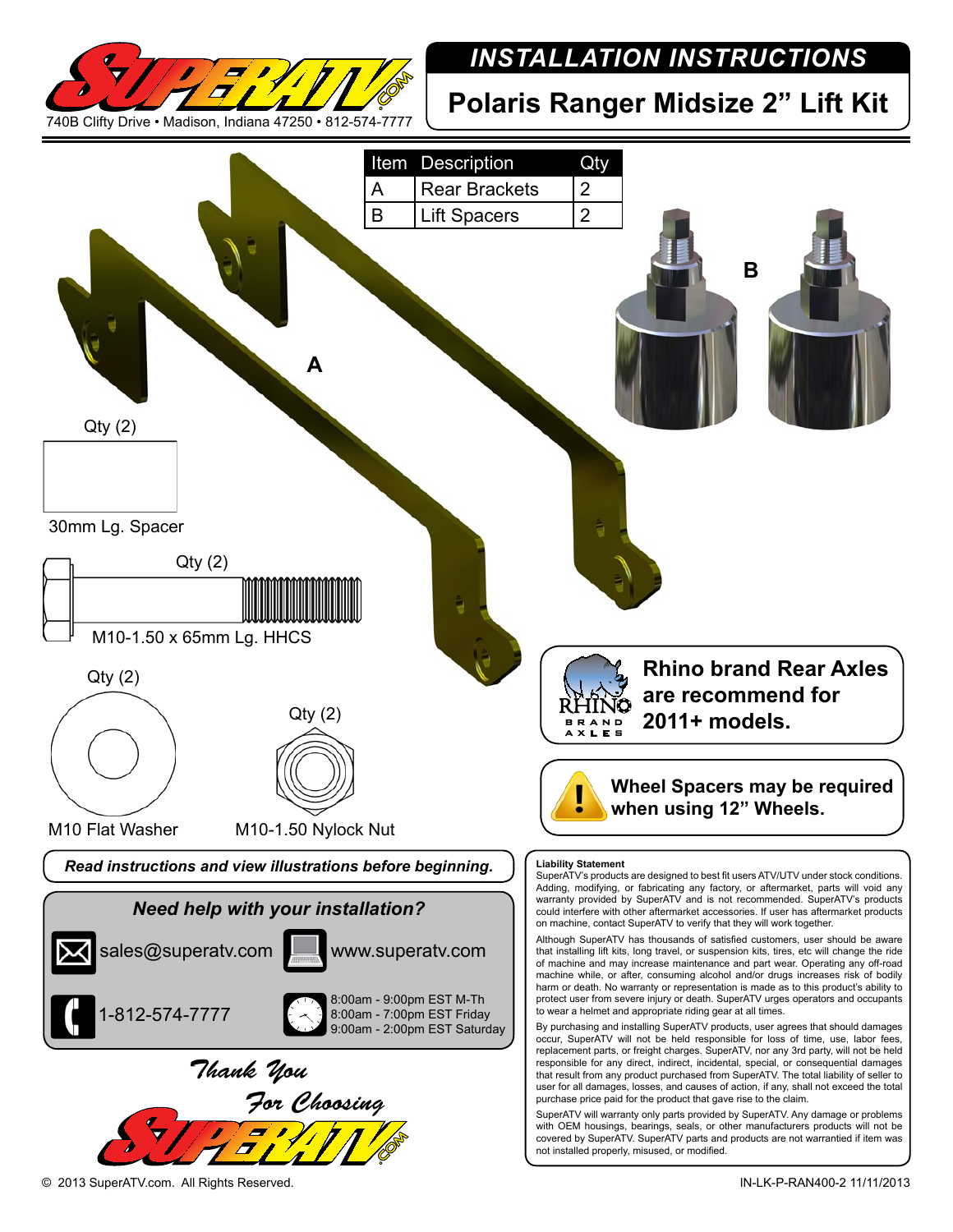740B Clifty Drive • Madison, Indiana 47250 • 812-574-7777

# INSTALLATION INSTRUCTIONS

## Polaris Ranger Midsize 2" Lift Kit

| Item | Description | Qty |
|---|---|---|
| A | Rear Brackets | 2 |
| B | Lift Spacers | 2 |

A

B

Qty (2)
30mm Lg. Spacer

Qty (2)
M10-1.50 x 65mm Lg. HHCS

Qty (2)
M10 Flat Washer

Qty (2)
M10-1.50 Nylock Nut

**Rhino brand Rear Axles are recommend for 2011+ models.**

**Wheel Spacers may be required when using 12" Wheels.**

***Read instructions and view illustrations before beginning.***

***Need help with your installation?***

sales@superatv.com

www.superatv.com

1-812-574-7777

8:00am - 9:00pm EST M-Th
8:00am - 7:00pm EST Friday
9:00am - 2:00pm EST Saturday

Thank You For Choosing SuperATV.com

**Liability Statement**
SuperATV's products are designed to best fit users ATV/UTV under stock conditions. Adding, modifying, or fabricating any factory, or aftermarket, parts will void any warranty provided by SuperATV and is not recommended. SuperATV's products could interfere with other aftermarket accessories. If user has aftermarket products on machine, contact SuperATV to verify that they will work together.

Although SuperATV has thousands of satisfied customers, user should be aware that installing lift kits, long travel, or suspension kits, tires, etc will change the ride of machine and may increase maintenance and part wear. Operating any off-road machine while, or after, consuming alcohol and/or drugs increases risk of bodily harm or death. No warranty or representation is made as to this product's ability to protect user from severe injury or death. SuperATV urges operators and occupants to wear a helmet and appropriate riding gear at all times.

By purchasing and installing SuperATV products, user agrees that should damages occur, SuperATV will not be held responsible for loss of time, use, labor fees, replacement parts, or freight charges. SuperATV, nor any 3rd party, will not be held responsible for any direct, indirect, incidental, special, or consequential damages that result from any product purchased from SuperATV. The total liability of seller to user for all damages, losses, and causes of action, if any, shall not exceed the total purchase price paid for the product that gave rise to the claim.

SuperATV will warranty only parts provided by SuperATV. Any damage or problems with OEM housings, bearings, seals, or other manufacturers products will not be covered by SuperATV. SuperATV parts and products are not warrantied if item was not installed properly, misused, or modified.

© 2013 SuperATV.com. All Rights Reserved.

IN-LK-P-RAN400-2 11/11/2013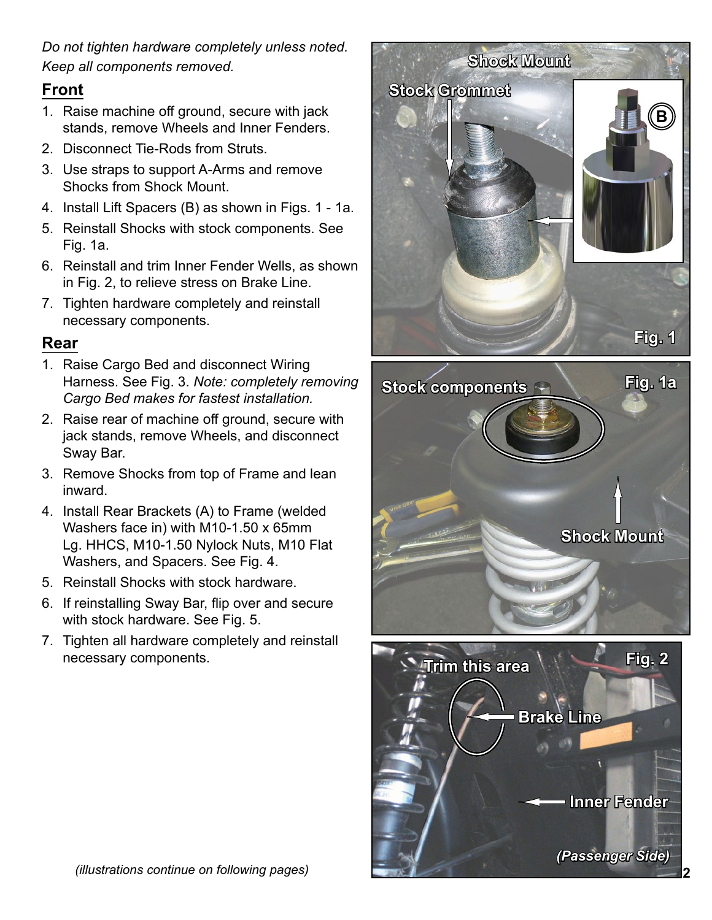*Do not tighten hardware completely unless noted. Keep all components removed.*

## Front

1. Raise machine off ground, secure with jack stands, remove Wheels and Inner Fenders.
2. Disconnect Tie-Rods from Struts.
3. Use straps to support A-Arms and remove Shocks from Shock Mount.
4. Install Lift Spacers (B) as shown in Figs. 1 - 1a.
5. Reinstall Shocks with stock components. See Fig. 1a.
6. Reinstall and trim Inner Fender Wells, as shown in Fig. 2, to relieve stress on Brake Line.
7. Tighten hardware completely and reinstall necessary components.

## Rear

1. Raise Cargo Bed and disconnect Wiring Harness. See Fig. 3. *Note: completely removing Cargo Bed makes for fastest installation.*
2. Raise rear of machine off ground, secure with jack stands, remove Wheels, and disconnect Sway Bar.
3. Remove Shocks from top of Frame and lean inward.
4. Install Rear Brackets (A) to Frame (welded Washers face in) with M10-1.50 x 65mm Lg. HHCS, M10-1.50 Nylock Nuts, M10 Flat Washers, and Spacers. See Fig. 4.
5. Reinstall Shocks with stock hardware.
6. If reinstalling Sway Bar, flip over and secure with stock hardware. See Fig. 5.
7. Tighten all hardware completely and reinstall necessary components.

*(illustrations continue on following pages)*

Fig. 1

Fig. 1a

Fig. 2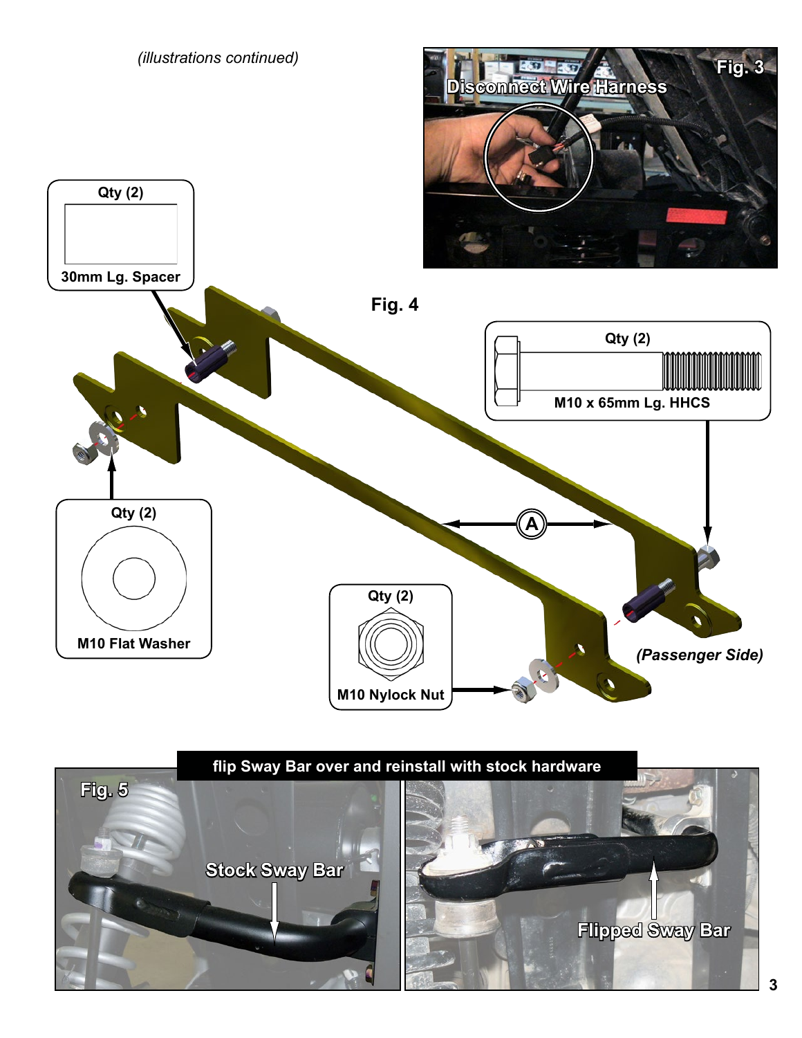*(illustrations continued)*

Fig. 3

Disconnect Wire Harness

Fig. 4

Qty (2)
30mm Lg. Spacer

Qty (2)
M10 x 65mm Lg. HHCS

A

Qty (2)
M10 Flat Washer

Qty (2)
M10 Nylock Nut

*(Passenger Side)*

**flip Sway Bar over and reinstall with stock hardware**

Fig. 5

Stock Sway Bar

Flipped Sway Bar